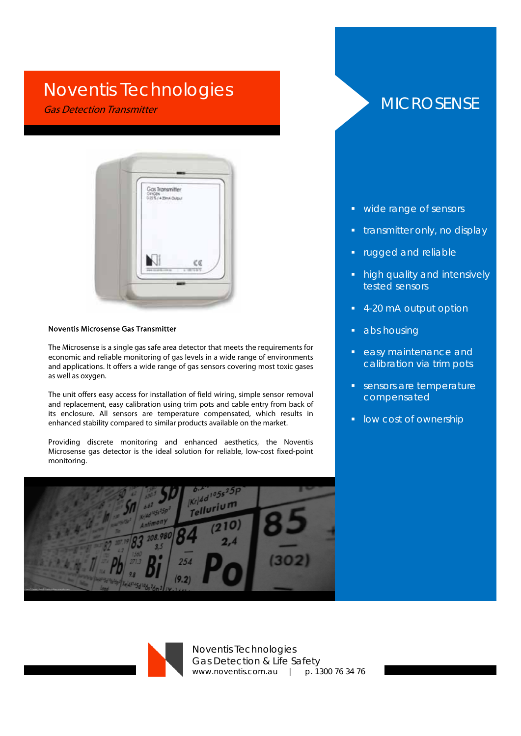# Noventis Technologies

*Gas Detection Transmitter*

# MICROSENSE

- wide range of sensors
- transmitter only, no display
- rugged and reliable
- high quality and intensively tested sensors
- 4-20 mA output option
- abs housing
- easy maintenance and calibration via trim pots
- sensors are temperature compensated
- low cost of ownership

### Noventis Microsense Gas Transmitter

The Microsense is a single gas safe area detector that meets the requirements for economic and reliable monitoring of gas levels in a wide range of environments and applications. It offers a wide range of gas sensors covering most toxic gases as well as oxygen.

The unit offers easy access for installation of field wiring, simple sensor removal and replacement, easy calibration using trim pots and cable entry from back of its enclosure. All sensors are temperature compensated, which results in enhanced stability compared to similar products available on the market.

Providing discrete monitoring and enhanced aesthetics, the Noventis Microsense gas detector is the ideal solution for reliable, low-cost fixed-point monitoring.

Noventis Technologies
Gas Detection & Life Safety
www.noventis.com.au | p. 1300 76 34 76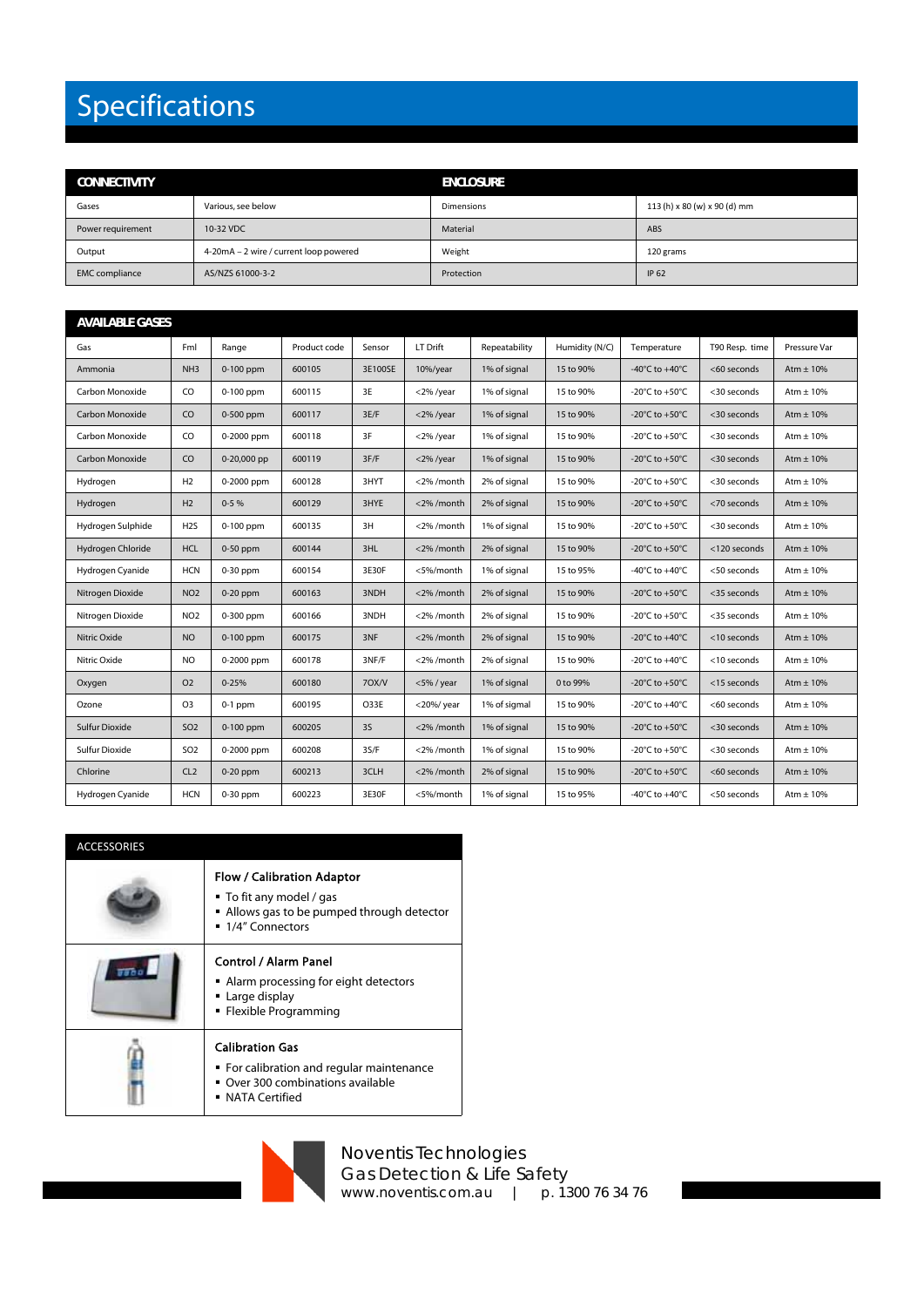# Specifications

| CONNECTIVITY | | ENCLOSURE | |
|---|---|---|---|
| Gases | Various, see below | Dimensions | 113 (h) x 80 (w) x 90 (d) mm |
| Power requirement | 10-32 VDC | Material | ABS |
| Output | 4-20mA – 2 wire / current loop powered | Weight | 120 grams |
| EMC compliance | AS/NZS 61000-3-2 | Protection | IP 62 |

## AVAILABLE GASES

| Gas | Fml | Range | Product code | Sensor | LT Drift | Repeatability | Humidity (N/C) | Temperature | T90 Resp. time | Pressure Var |
|---|---|---|---|---|---|---|---|---|---|---|
| Ammonia | NH3 | 0-100 ppm | 600105 | 3E100SE | 10%/year | 1% of signal | 15 to 90% | -40°C to +40°C | <60 seconds | Atm ± 10% |
| Carbon Monoxide | CO | 0-100 ppm | 600115 | 3E | <2% /year | 1% of signal | 15 to 90% | -20°C to +50°C | <30 seconds | Atm ± 10% |
| Carbon Monoxide | CO | 0-500 ppm | 600117 | 3E/F | <2% /year | 1% of signal | 15 to 90% | -20°C to +50°C | <30 seconds | Atm ± 10% |
| Carbon Monoxide | CO | 0-2000 ppm | 600118 | 3F | <2% /year | 1% of signal | 15 to 90% | -20°C to +50°C | <30 seconds | Atm ± 10% |
| Carbon Monoxide | CO | 0-20,000 pp | 600119 | 3F/F | <2% /year | 1% of signal | 15 to 90% | -20°C to +50°C | <30 seconds | Atm ± 10% |
| Hydrogen | H2 | 0-2000 ppm | 600128 | 3HYT | <2% /month | 2% of signal | 15 to 90% | -20°C to +50°C | <30 seconds | Atm ± 10% |
| Hydrogen | H2 | 0-5 % | 600129 | 3HYE | <2% /month | 2% of signal | 15 to 90% | -20°C to +50°C | <70 seconds | Atm ± 10% |
| Hydrogen Sulphide | H2S | 0-100 ppm | 600135 | 3H | <2% /month | 1% of signal | 15 to 90% | -20°C to +50°C | <30 seconds | Atm ± 10% |
| Hydrogen Chloride | HCL | 0-50 ppm | 600144 | 3HL | <2% /month | 2% of signal | 15 to 90% | -20°C to +50°C | <120 seconds | Atm ± 10% |
| Hydrogen Cyanide | HCN | 0-30 ppm | 600154 | 3E30F | <5%/month | 1% of signal | 15 to 95% | -40°C to +40°C | <50 seconds | Atm ± 10% |
| Nitrogen Dioxide | NO2 | 0-20 ppm | 600163 | 3NDH | <2% /month | 2% of signal | 15 to 90% | -20°C to +50°C | <35 seconds | Atm ± 10% |
| Nitrogen Dioxide | NO2 | 0-300 ppm | 600166 | 3NDH | <2% /month | 2% of signal | 15 to 90% | -20°C to +50°C | <35 seconds | Atm ± 10% |
| Nitric Oxide | NO | 0-100 ppm | 600175 | 3NF | <2% /month | 2% of signal | 15 to 90% | -20°C to +40°C | <10 seconds | Atm ± 10% |
| Nitric Oxide | NO | 0-2000 ppm | 600178 | 3NF/F | <2% /month | 2% of signal | 15 to 90% | -20°C to +40°C | <10 seconds | Atm ± 10% |
| Oxygen | O2 | 0-25% | 600180 | 7OX/V | <5% / year | 1% of signal | 0 to 99% | -20°C to +50°C | <15 seconds | Atm ± 10% |
| Ozone | O3 | 0-1 ppm | 600195 | O33E | <20%/ year | 1% of sigmal | 15 to 90% | -20°C to +40°C | <60 seconds | Atm ± 10% |
| Sulfur Dioxide | SO2 | 0-100 ppm | 600205 | 3S | <2% /month | 1% of signal | 15 to 90% | -20°C to +50°C | <30 seconds | Atm ± 10% |
| Sulfur Dioxide | SO2 | 0-2000 ppm | 600208 | 3S/F | <2% /month | 1% of signal | 15 to 90% | -20°C to +50°C | <30 seconds | Atm ± 10% |
| Chlorine | CL2 | 0-20 ppm | 600213 | 3CLH | <2% /month | 2% of signal | 15 to 90% | -20°C to +50°C | <60 seconds | Atm ± 10% |
| Hydrogen Cyanide | HCN | 0-30 ppm | 600223 | 3E30F | <5%/month | 1% of signal | 15 to 95% | -40°C to +40°C | <50 seconds | Atm ± 10% |

## ACCESSORIES

### Flow / Calibration Adaptor

- To fit any model / gas
- Allows gas to be pumped through detector
- 1/4" Connectors

### Control / Alarm Panel

- Alarm processing for eight detectors
- Large display
- Flexible Programming

### Calibration Gas

- For calibration and regular maintenance
- Over 300 combinations available
- NATA Certified

Noventis Technologies
Gas Detection & Life Safety
www.noventis.com.au | p. 1300 76 34 76